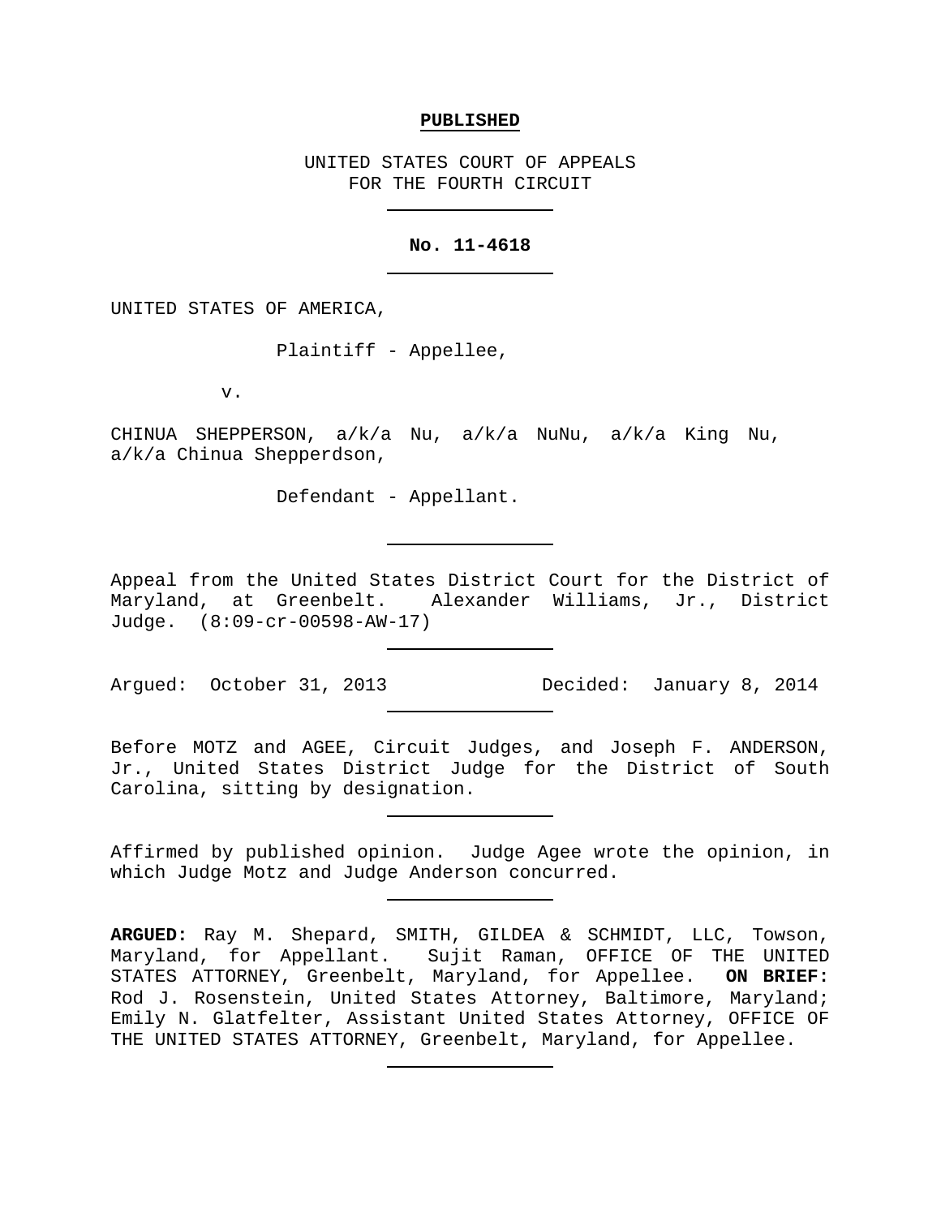**PUBLISHED**

UNITED STATES COURT OF APPEALS
FOR THE FOURTH CIRCUIT

---

**No. 11-4618**

---

UNITED STATES OF AMERICA,

Plaintiff - Appellee,

v.

CHINUA SHEPPERSON, a/k/a Nu, a/k/a NuNu, a/k/a King Nu, a/k/a Chinua Shepperdson,

Defendant - Appellant.

---

Appeal from the United States District Court for the District of Maryland, at Greenbelt. Alexander Williams, Jr., District Judge. (8:09-cr-00598-AW-17)

---

Argued: October 31, 2013 Decided: January 8, 2014

---

Before MOTZ and AGEE, Circuit Judges, and Joseph F. ANDERSON, Jr., United States District Judge for the District of South Carolina, sitting by designation.

---

Affirmed by published opinion. Judge Agee wrote the opinion, in which Judge Motz and Judge Anderson concurred.

---

**ARGUED:** Ray M. Shepard, SMITH, GILDEA & SCHMIDT, LLC, Towson, Maryland, for Appellant. Sujit Raman, OFFICE OF THE UNITED STATES ATTORNEY, Greenbelt, Maryland, for Appellee. **ON BRIEF:** Rod J. Rosenstein, United States Attorney, Baltimore, Maryland; Emily N. Glatfelter, Assistant United States Attorney, OFFICE OF THE UNITED STATES ATTORNEY, Greenbelt, Maryland, for Appellee.

---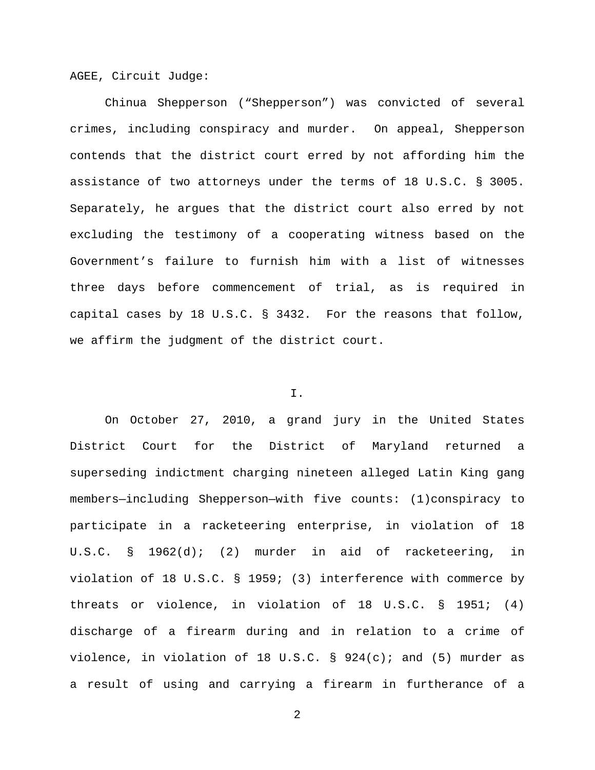AGEE, Circuit Judge:

Chinua Shepperson ("Shepperson") was convicted of several crimes, including conspiracy and murder. On appeal, Shepperson contends that the district court erred by not affording him the assistance of two attorneys under the terms of 18 U.S.C. § 3005. Separately, he argues that the district court also erred by not excluding the testimony of a cooperating witness based on the Government's failure to furnish him with a list of witnesses three days before commencement of trial, as is required in capital cases by 18 U.S.C. § 3432. For the reasons that follow, we affirm the judgment of the district court.

## I.

On October 27, 2010, a grand jury in the United States District Court for the District of Maryland returned a superseding indictment charging nineteen alleged Latin King gang members—including Shepperson—with five counts: (1)conspiracy to participate in a racketeering enterprise, in violation of 18 U.S.C. § 1962(d); (2) murder in aid of racketeering, in violation of 18 U.S.C. § 1959; (3) interference with commerce by threats or violence, in violation of 18 U.S.C. § 1951; (4) discharge of a firearm during and in relation to a crime of violence, in violation of 18 U.S.C. § 924(c); and (5) murder as a result of using and carrying a firearm in furtherance of a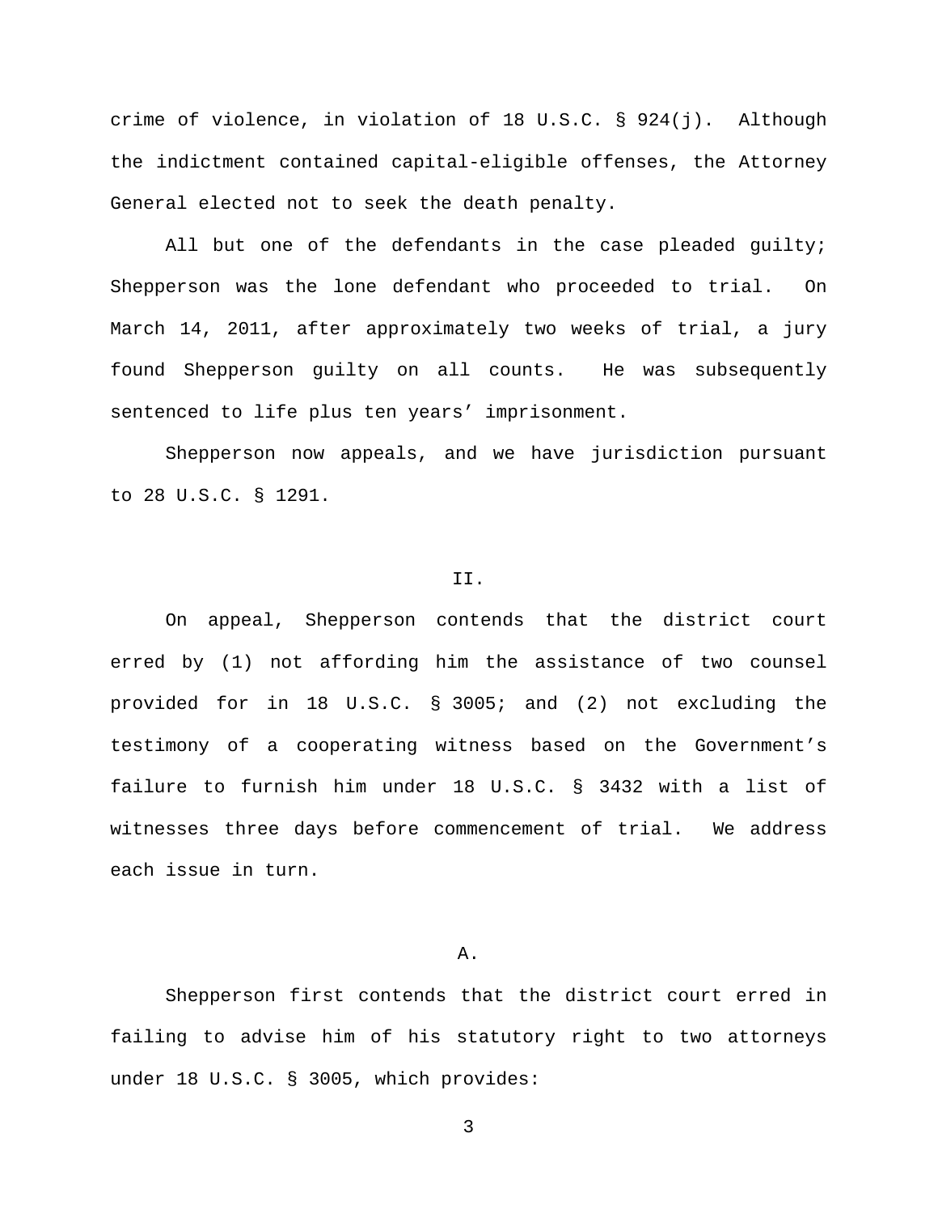crime of violence, in violation of 18 U.S.C. § 924(j). Although the indictment contained capital-eligible offenses, the Attorney General elected not to seek the death penalty.

All but one of the defendants in the case pleaded guilty; Shepperson was the lone defendant who proceeded to trial. On March 14, 2011, after approximately two weeks of trial, a jury found Shepperson guilty on all counts. He was subsequently sentenced to life plus ten years' imprisonment.

Shepperson now appeals, and we have jurisdiction pursuant to 28 U.S.C. § 1291.

## II.

On appeal, Shepperson contends that the district court erred by (1) not affording him the assistance of two counsel provided for in 18 U.S.C. § 3005; and (2) not excluding the testimony of a cooperating witness based on the Government's failure to furnish him under 18 U.S.C. § 3432 with a list of witnesses three days before commencement of trial. We address each issue in turn.

### A.

Shepperson first contends that the district court erred in failing to advise him of his statutory right to two attorneys under 18 U.S.C. § 3005, which provides: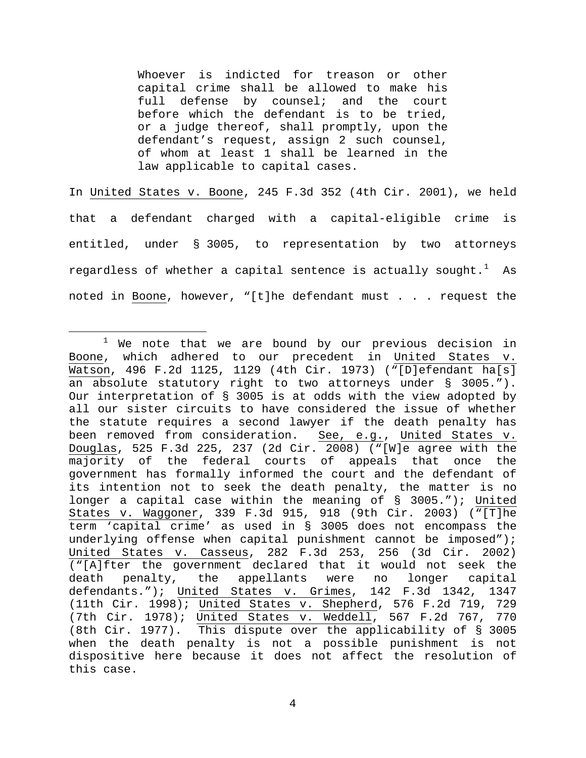> Whoever is indicted for treason or other capital crime shall be allowed to make his full defense by counsel; and the court before which the defendant is to be tried, or a judge thereof, shall promptly, upon the defendant's request, assign 2 such counsel, of whom at least 1 shall be learned in the law applicable to capital cases.

In United States v. Boone, 245 F.3d 352 (4th Cir. 2001), we held that a defendant charged with a capital-eligible crime is entitled, under § 3005, to representation by two attorneys regardless of whether a capital sentence is actually sought.[1] As noted in Boone, however, "[t]he defendant must . . . request the

---

[1] We note that we are bound by our previous decision in Boone, which adhered to our precedent in United States v. Watson, 496 F.2d 1125, 1129 (4th Cir. 1973) ("[D]efendant ha[s] an absolute statutory right to two attorneys under § 3005."). Our interpretation of § 3005 is at odds with the view adopted by all our sister circuits to have considered the issue of whether the statute requires a second lawyer if the death penalty has been removed from consideration. See, e.g., United States v. Douglas, 525 F.3d 225, 237 (2d Cir. 2008) ("[W]e agree with the majority of the federal courts of appeals that once the government has formally informed the court and the defendant of its intention not to seek the death penalty, the matter is no longer a capital case within the meaning of § 3005."); United States v. Waggoner, 339 F.3d 915, 918 (9th Cir. 2003) ("[T]he term 'capital crime' as used in § 3005 does not encompass the underlying offense when capital punishment cannot be imposed"); United States v. Casseus, 282 F.3d 253, 256 (3d Cir. 2002) ("[A]fter the government declared that it would not seek the death penalty, the appellants were no longer capital defendants."); United States v. Grimes, 142 F.3d 1342, 1347 (11th Cir. 1998); United States v. Shepherd, 576 F.2d 719, 729 (7th Cir. 1978); United States v. Weddell, 567 F.2d 767, 770 (8th Cir. 1977). This dispute over the applicability of § 3005 when the death penalty is not a possible punishment is not dispositive here because it does not affect the resolution of this case.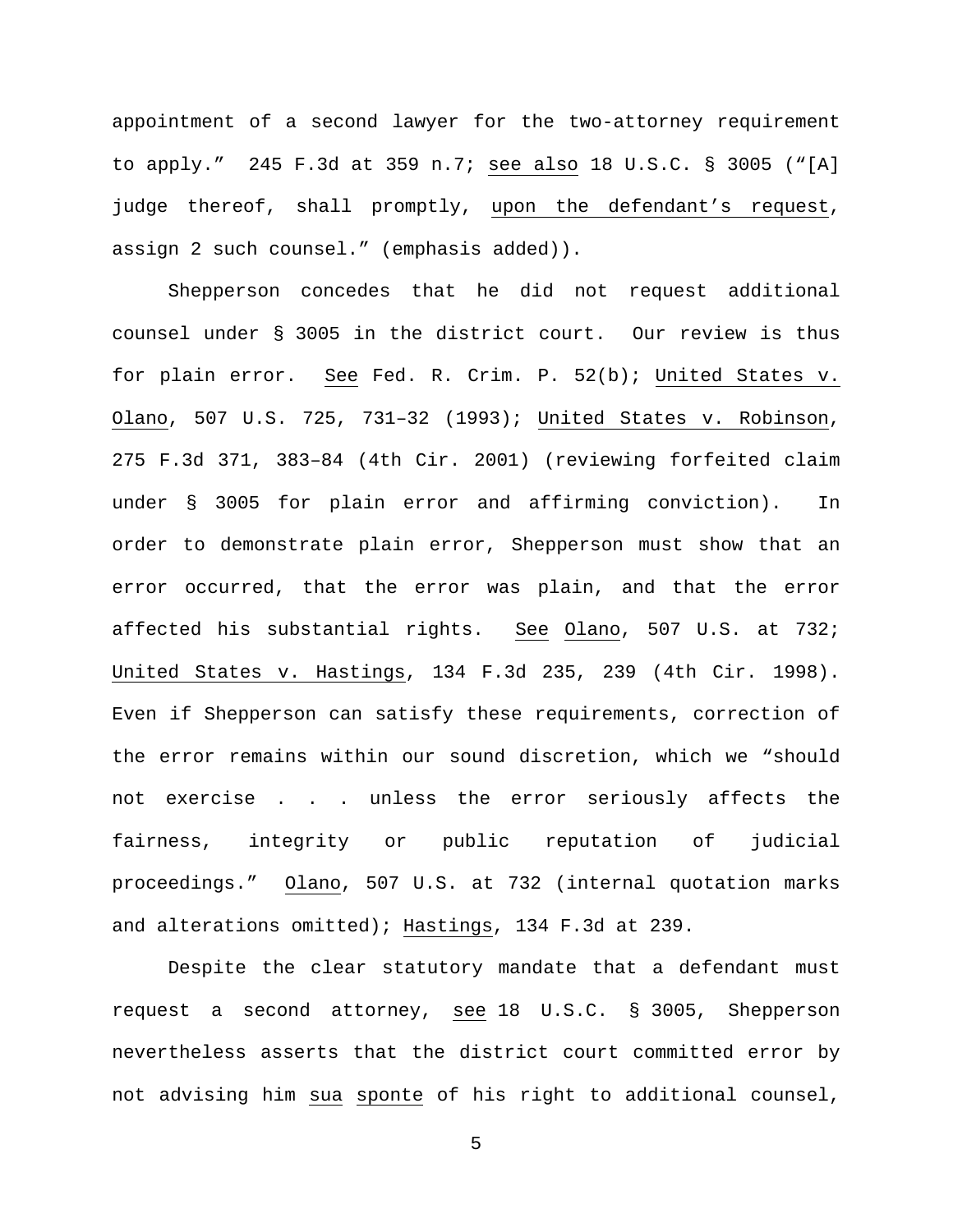appointment of a second lawyer for the two-attorney requirement to apply." 245 F.3d at 359 n.7; see also 18 U.S.C. § 3005 ("[A] judge thereof, shall promptly, upon the defendant's request, assign 2 such counsel." (emphasis added)).

Shepperson concedes that he did not request additional counsel under § 3005 in the district court. Our review is thus for plain error. See Fed. R. Crim. P. 52(b); United States v. Olano, 507 U.S. 725, 731–32 (1993); United States v. Robinson, 275 F.3d 371, 383–84 (4th Cir. 2001) (reviewing forfeited claim under § 3005 for plain error and affirming conviction). In order to demonstrate plain error, Shepperson must show that an error occurred, that the error was plain, and that the error affected his substantial rights. See Olano, 507 U.S. at 732; United States v. Hastings, 134 F.3d 235, 239 (4th Cir. 1998). Even if Shepperson can satisfy these requirements, correction of the error remains within our sound discretion, which we "should not exercise . . . unless the error seriously affects the fairness, integrity or public reputation of judicial proceedings." Olano, 507 U.S. at 732 (internal quotation marks and alterations omitted); Hastings, 134 F.3d at 239.

Despite the clear statutory mandate that a defendant must request a second attorney, see 18 U.S.C. § 3005, Shepperson nevertheless asserts that the district court committed error by not advising him sua sponte of his right to additional counsel,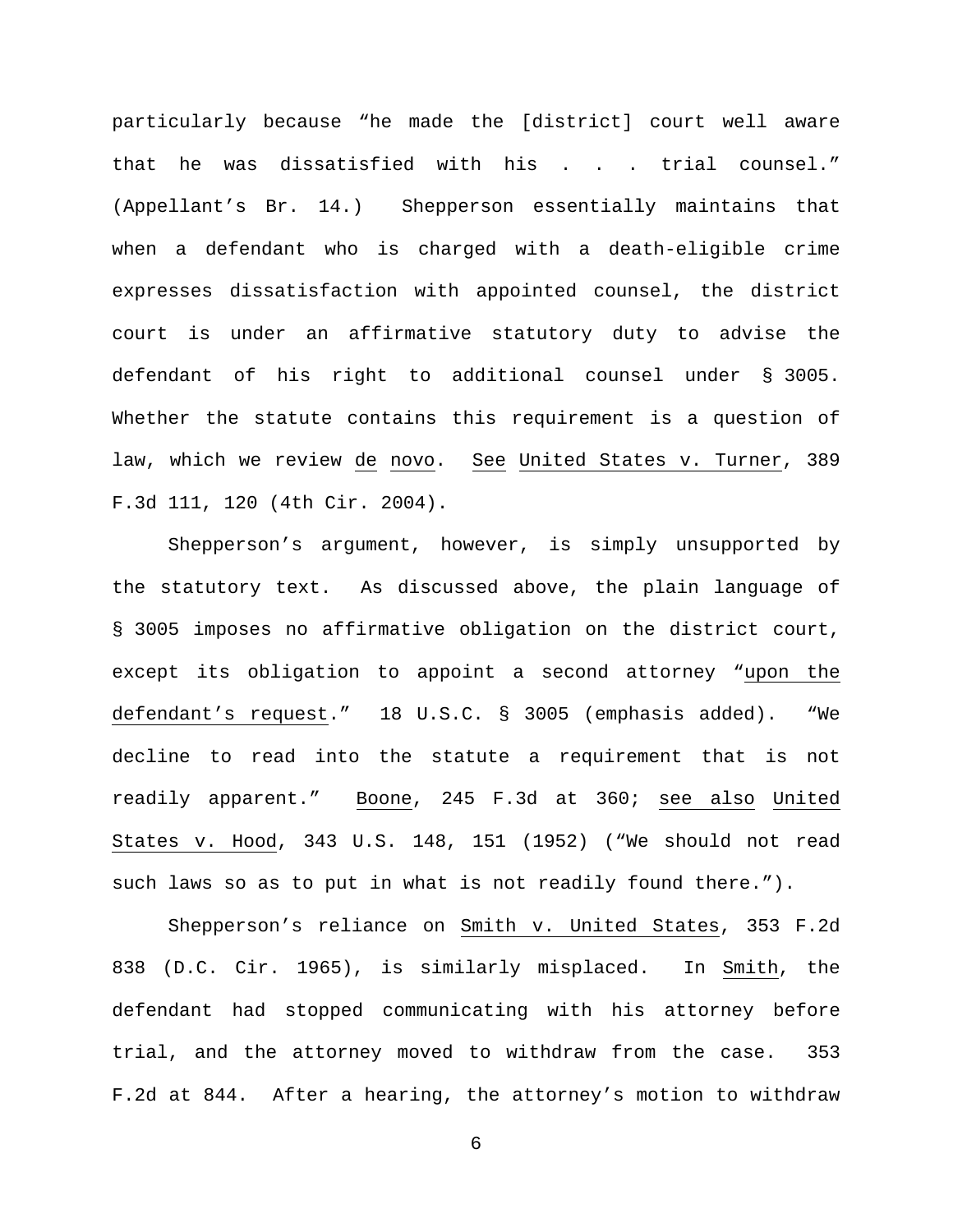particularly because "he made the [district] court well aware that he was dissatisfied with his . . . trial counsel." (Appellant's Br. 14.) Shepperson essentially maintains that when a defendant who is charged with a death-eligible crime expresses dissatisfaction with appointed counsel, the district court is under an affirmative statutory duty to advise the defendant of his right to additional counsel under § 3005. Whether the statute contains this requirement is a question of law, which we review _de novo_. _See_ _United States v. Turner_, 389 F.3d 111, 120 (4th Cir. 2004).

Shepperson's argument, however, is simply unsupported by the statutory text. As discussed above, the plain language of § 3005 imposes no affirmative obligation on the district court, except its obligation to appoint a second attorney "_upon the defendant's request_." 18 U.S.C. § 3005 (emphasis added). "We decline to read into the statute a requirement that is not readily apparent." _Boone_, 245 F.3d at 360; _see also_ _United States v. Hood_, 343 U.S. 148, 151 (1952) ("We should not read such laws so as to put in what is not readily found there.").

Shepperson's reliance on _Smith v. United States_, 353 F.2d 838 (D.C. Cir. 1965), is similarly misplaced. In _Smith_, the defendant had stopped communicating with his attorney before trial, and the attorney moved to withdraw from the case. 353 F.2d at 844. After a hearing, the attorney's motion to withdraw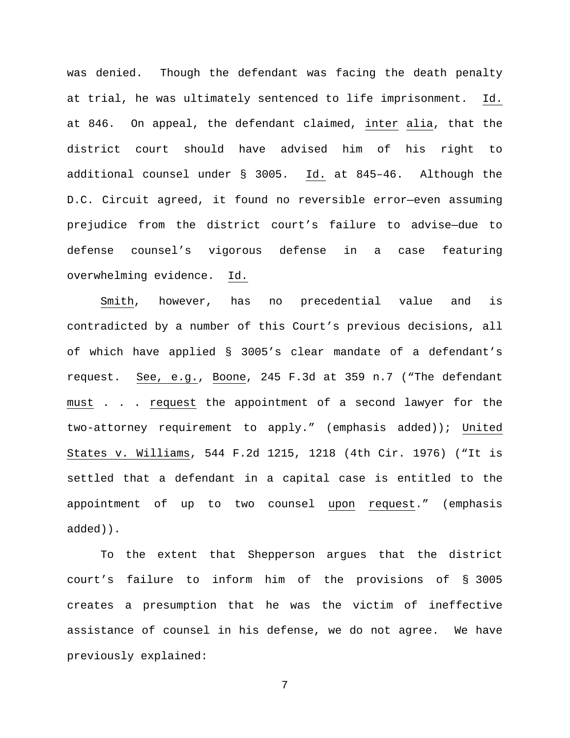was denied. Though the defendant was facing the death penalty at trial, he was ultimately sentenced to life imprisonment. *Id.* at 846. On appeal, the defendant claimed, *inter alia*, that the district court should have advised him of his right to additional counsel under § 3005. *Id.* at 845–46. Although the D.C. Circuit agreed, it found no reversible error—even assuming prejudice from the district court's failure to advise—due to defense counsel's vigorous defense in a case featuring overwhelming evidence. *Id.*

*Smith*, however, has no precedential value and is contradicted by a number of this Court's previous decisions, all of which have applied § 3005's clear mandate of a defendant's request. *See, e.g.*, *Boone*, 245 F.3d at 359 n.7 ("The defendant *must* . . . *request* the appointment of a second lawyer for the two-attorney requirement to apply." (emphasis added)); *United States v. Williams*, 544 F.2d 1215, 1218 (4th Cir. 1976) ("It is settled that a defendant in a capital case is entitled to the appointment of up to two counsel *upon request*." (emphasis added)).

To the extent that Shepperson argues that the district court's failure to inform him of the provisions of § 3005 creates a presumption that he was the victim of ineffective assistance of counsel in his defense, we do not agree. We have previously explained: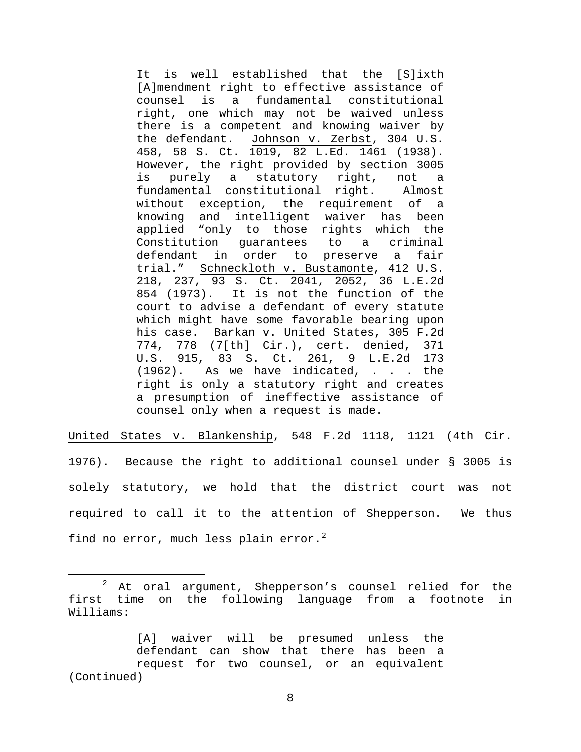> It is well established that the [S]ixth [A]mendment right to effective assistance of counsel is a fundamental constitutional right, one which may not be waived unless there is a competent and knowing waiver by the defendant. Johnson v. Zerbst, 304 U.S. 458, 58 S. Ct. 1019, 82 L.Ed. 1461 (1938). However, the right provided by section 3005 is purely a statutory right, not a fundamental constitutional right. Almost without exception, the requirement of a knowing and intelligent waiver has been applied "only to those rights which the Constitution guarantees to a criminal defendant in order to preserve a fair trial." Schneckloth v. Bustamonte, 412 U.S. 218, 237, 93 S. Ct. 2041, 2052, 36 L.E.2d 854 (1973). It is not the function of the court to advise a defendant of every statute which might have some favorable bearing upon his case. Barkan v. United States, 305 F.2d 774, 778 (7[th] Cir.), cert. denied, 371 U.S. 915, 83 S. Ct. 261, 9 L.E.2d 173 (1962). As we have indicated, . . . the right is only a statutory right and creates a presumption of ineffective assistance of counsel only when a request is made.

United States v. Blankenship, 548 F.2d 1118, 1121 (4th Cir. 1976). Because the right to additional counsel under § 3005 is solely statutory, we hold that the district court was not required to call it to the attention of Shepperson. We thus find no error, much less plain error.[2]

---

[2] At oral argument, Shepperson's counsel relied for the first time on the following language from a footnote in Williams:

> [A] waiver will be presumed unless the defendant can show that there has been a request for two counsel, or an equivalent

(Continued)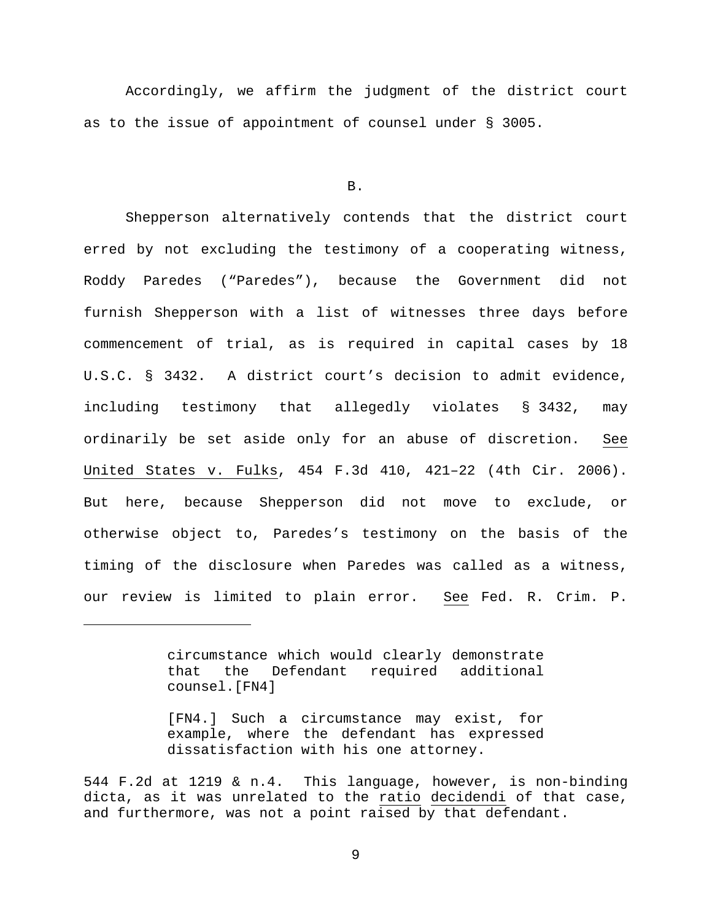Accordingly, we affirm the judgment of the district court as to the issue of appointment of counsel under § 3005.

B.

Shepperson alternatively contends that the district court erred by not excluding the testimony of a cooperating witness, Roddy Paredes ("Paredes"), because the Government did not furnish Shepperson with a list of witnesses three days before commencement of trial, as is required in capital cases by 18 U.S.C. § 3432. A district court's decision to admit evidence, including testimony that allegedly violates § 3432, may ordinarily be set aside only for an abuse of discretion. See United States v. Fulks, 454 F.3d 410, 421–22 (4th Cir. 2006). But here, because Shepperson did not move to exclude, or otherwise object to, Paredes's testimony on the basis of the timing of the disclosure when Paredes was called as a witness, our review is limited to plain error. See Fed. R. Crim. P.

---

> circumstance which would clearly demonstrate that the Defendant required additional counsel.[FN4]
>
> [FN4.] Such a circumstance may exist, for example, where the defendant has expressed dissatisfaction with his one attorney.

544 F.2d at 1219 & n.4. This language, however, is non-binding dicta, as it was unrelated to the *ratio decidendi* of that case, and furthermore, was not a point raised by that defendant.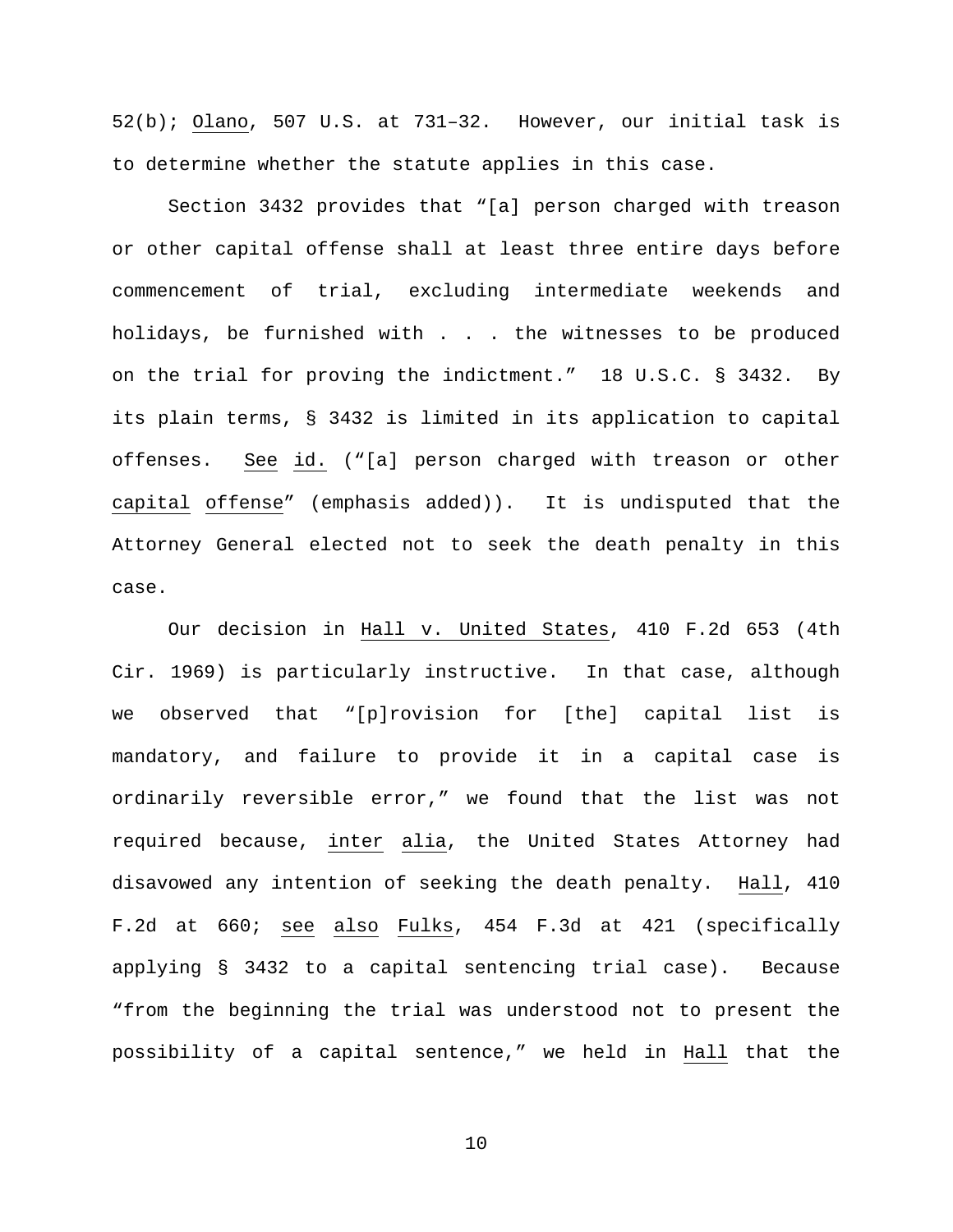52(b); Olano, 507 U.S. at 731–32. However, our initial task is to determine whether the statute applies in this case.

Section 3432 provides that "[a] person charged with treason or other capital offense shall at least three entire days before commencement of trial, excluding intermediate weekends and holidays, be furnished with . . . the witnesses to be produced on the trial for proving the indictment." 18 U.S.C. § 3432. By its plain terms, § 3432 is limited in its application to capital offenses. See id. ("[a] person charged with treason or other capital offense" (emphasis added)). It is undisputed that the Attorney General elected not to seek the death penalty in this case.

Our decision in Hall v. United States, 410 F.2d 653 (4th Cir. 1969) is particularly instructive. In that case, although we observed that "[p]rovision for [the] capital list is mandatory, and failure to provide it in a capital case is ordinarily reversible error," we found that the list was not required because, inter alia, the United States Attorney had disavowed any intention of seeking the death penalty. Hall, 410 F.2d at 660; see also Fulks, 454 F.3d at 421 (specifically applying § 3432 to a capital sentencing trial case). Because "from the beginning the trial was understood not to present the possibility of a capital sentence," we held in Hall that the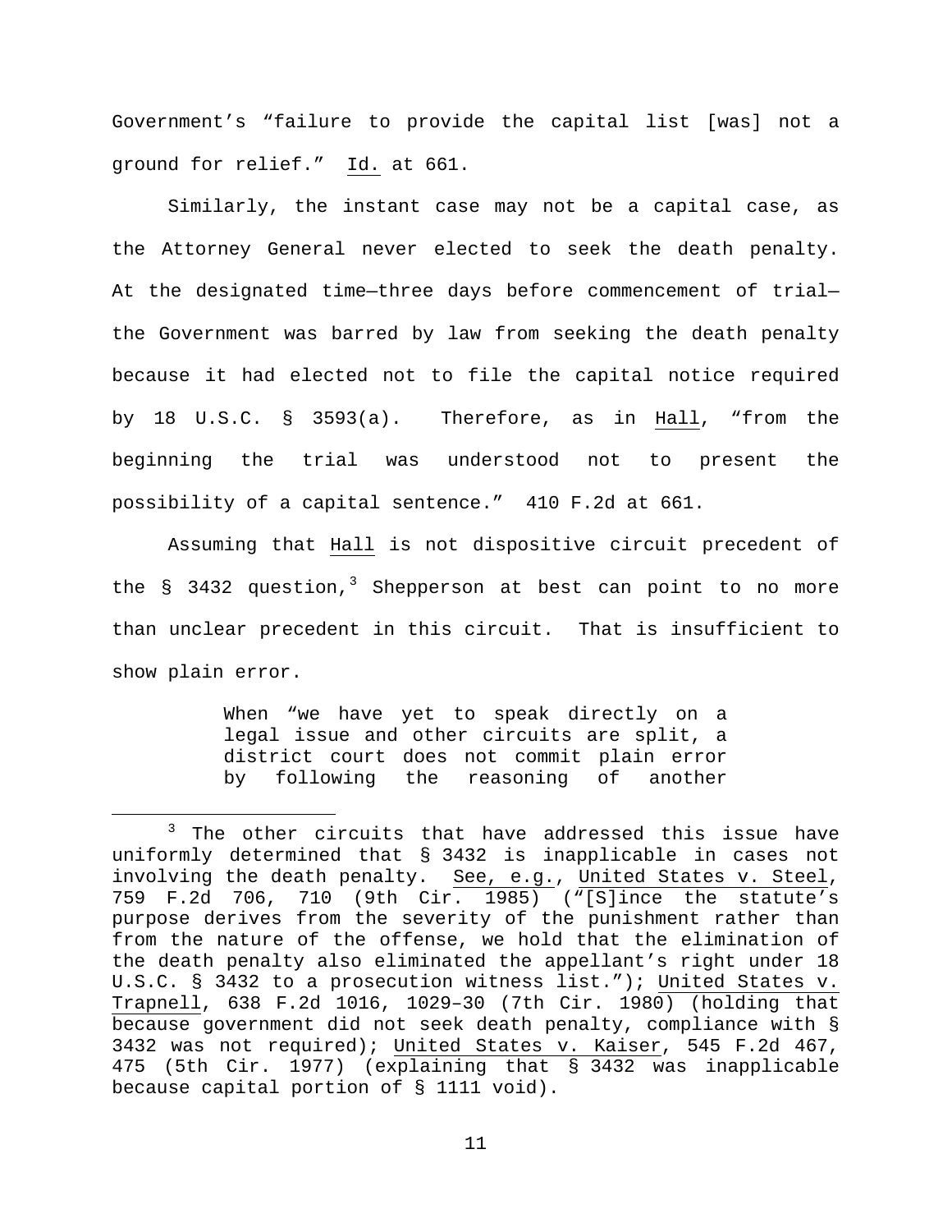Government's "failure to provide the capital list [was] not a ground for relief." Id. at 661.

Similarly, the instant case may not be a capital case, as the Attorney General never elected to seek the death penalty. At the designated time—three days before commencement of trial—the Government was barred by law from seeking the death penalty because it had elected not to file the capital notice required by 18 U.S.C. § 3593(a). Therefore, as in Hall, "from the beginning the trial was understood not to present the possibility of a capital sentence." 410 F.2d at 661.

Assuming that Hall is not dispositive circuit precedent of the § 3432 question,[3] Shepperson at best can point to no more than unclear precedent in this circuit. That is insufficient to show plain error.

> When "we have yet to speak directly on a legal issue and other circuits are split, a district court does not commit plain error by following the reasoning of another

[3] The other circuits that have addressed this issue have uniformly determined that § 3432 is inapplicable in cases not involving the death penalty. See, e.g., United States v. Steel, 759 F.2d 706, 710 (9th Cir. 1985) ("[S]ince the statute's purpose derives from the severity of the punishment rather than from the nature of the offense, we hold that the elimination of the death penalty also eliminated the appellant's right under 18 U.S.C. § 3432 to a prosecution witness list."); United States v. Trapnell, 638 F.2d 1016, 1029–30 (7th Cir. 1980) (holding that because government did not seek death penalty, compliance with § 3432 was not required); United States v. Kaiser, 545 F.2d 467, 475 (5th Cir. 1977) (explaining that § 3432 was inapplicable because capital portion of § 1111 void).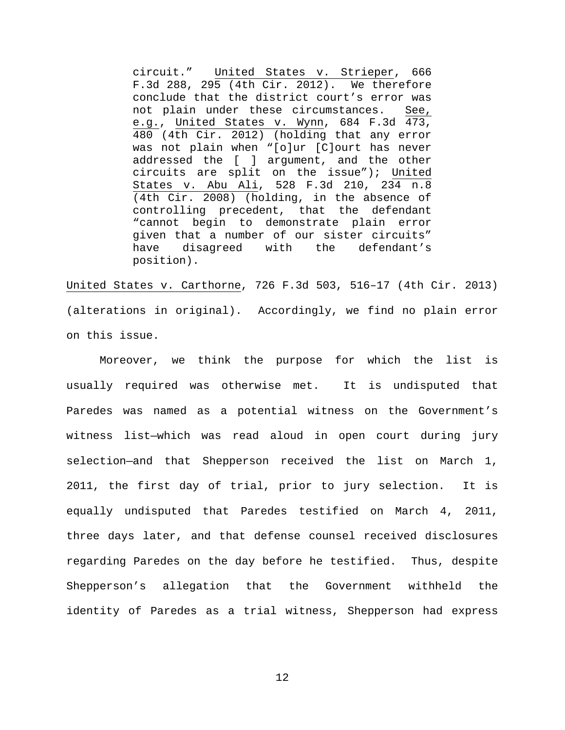> circuit." United States v. Strieper, 666 F.3d 288, 295 (4th Cir. 2012). We therefore conclude that the district court's error was not plain under these circumstances. See, e.g., United States v. Wynn, 684 F.3d 473, 480 (4th Cir. 2012) (holding that any error was not plain when "[o]ur [C]ourt has never addressed the [ ] argument, and the other circuits are split on the issue"); United States v. Abu Ali, 528 F.3d 210, 234 n.8 (4th Cir. 2008) (holding, in the absence of controlling precedent, that the defendant "cannot begin to demonstrate plain error given that a number of our sister circuits" have disagreed with the defendant's position).

United States v. Carthorne, 726 F.3d 503, 516–17 (4th Cir. 2013) (alterations in original). Accordingly, we find no plain error on this issue.

Moreover, we think the purpose for which the list is usually required was otherwise met. It is undisputed that Paredes was named as a potential witness on the Government's witness list—which was read aloud in open court during jury selection—and that Shepperson received the list on March 1, 2011, the first day of trial, prior to jury selection. It is equally undisputed that Paredes testified on March 4, 2011, three days later, and that defense counsel received disclosures regarding Paredes on the day before he testified. Thus, despite Shepperson's allegation that the Government withheld the identity of Paredes as a trial witness, Shepperson had express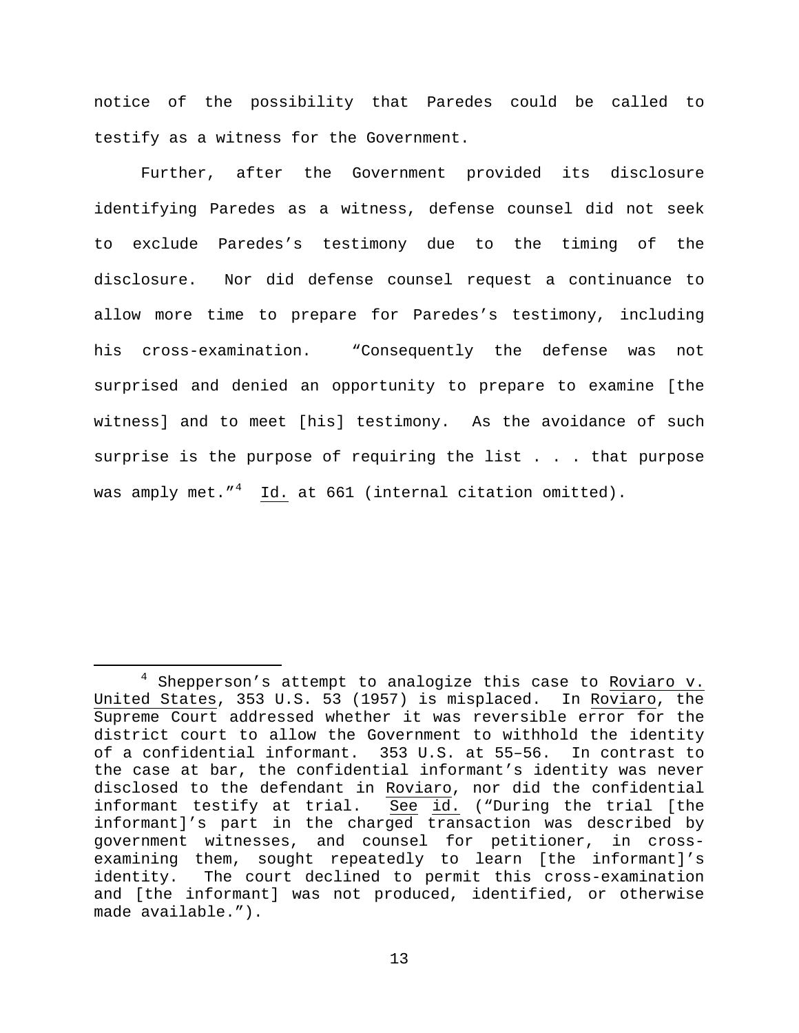notice of the possibility that Paredes could be called to testify as a witness for the Government.

Further, after the Government provided its disclosure identifying Paredes as a witness, defense counsel did not seek to exclude Paredes's testimony due to the timing of the disclosure. Nor did defense counsel request a continuance to allow more time to prepare for Paredes's testimony, including his cross-examination. "Consequently the defense was not surprised and denied an opportunity to prepare to examine [the witness] and to meet [his] testimony. As the avoidance of such surprise is the purpose of requiring the list . . . that purpose was amply met."[4] Id. at 661 (internal citation omitted).

---

[4] Shepperson's attempt to analogize this case to Roviaro v. United States, 353 U.S. 53 (1957) is misplaced. In Roviaro, the Supreme Court addressed whether it was reversible error for the district court to allow the Government to withhold the identity of a confidential informant. 353 U.S. at 55–56. In contrast to the case at bar, the confidential informant's identity was never disclosed to the defendant in Roviaro, nor did the confidential informant testify at trial. See id. ("During the trial [the informant]'s part in the charged transaction was described by government witnesses, and counsel for petitioner, in cross-examining them, sought repeatedly to learn [the informant]'s identity. The court declined to permit this cross-examination and [the informant] was not produced, identified, or otherwise made available.").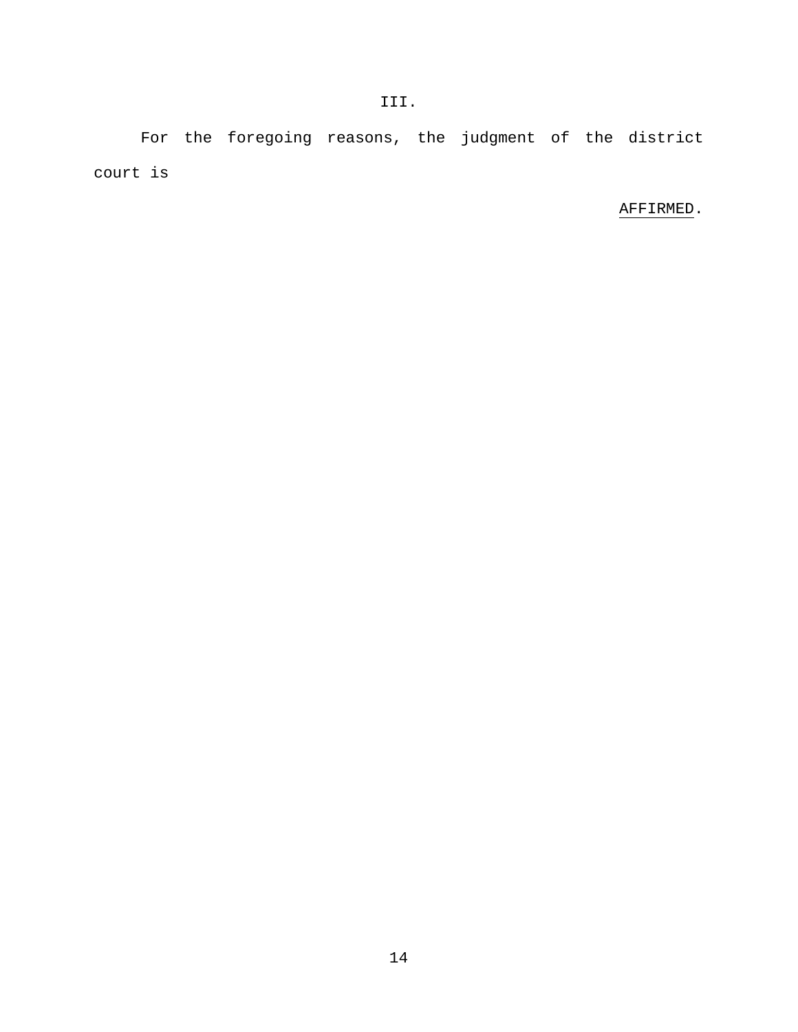III.

For the foregoing reasons, the judgment of the district court is

AFFIRMED.